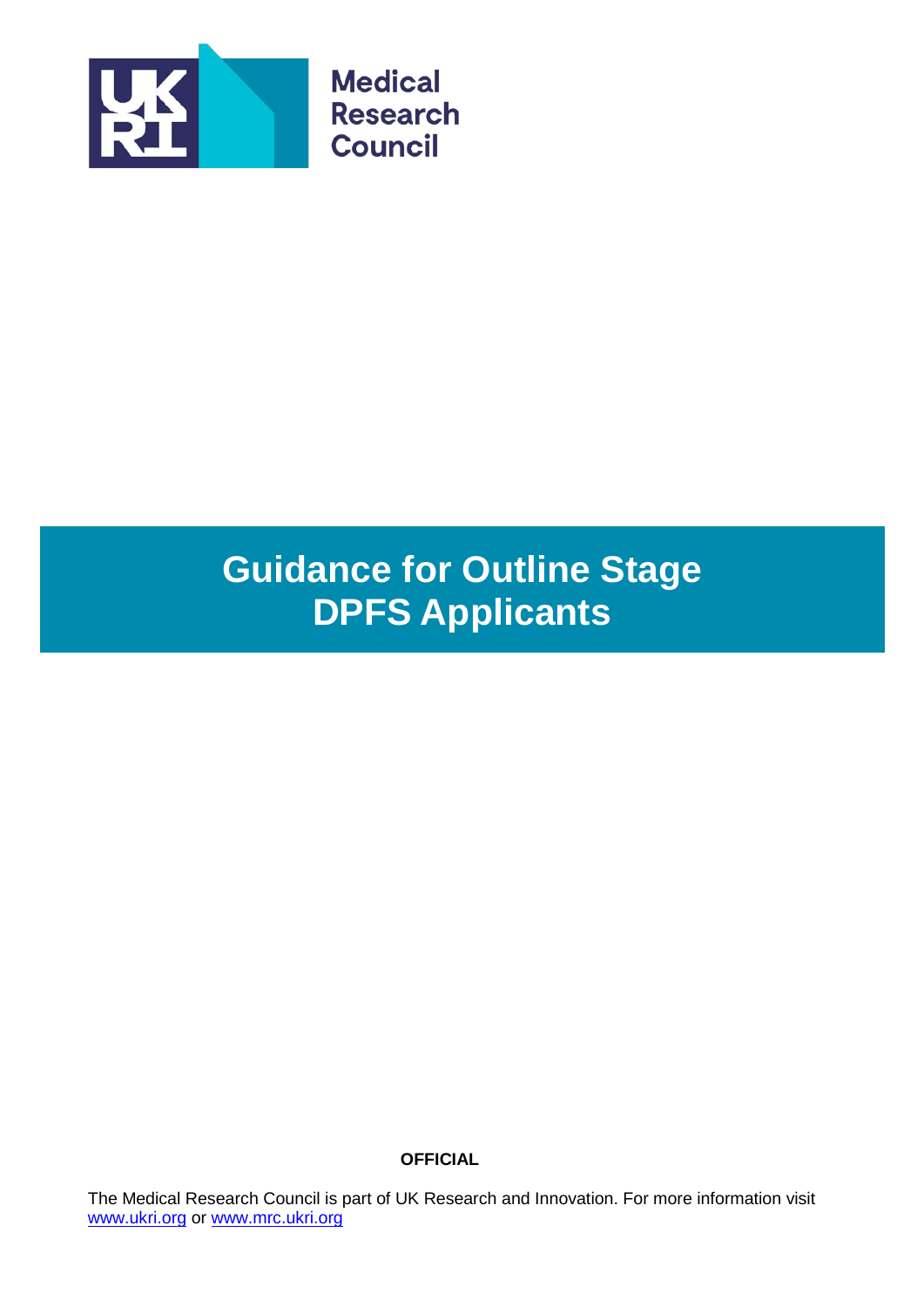Medical Research Council

# Guidance for Outline Stage DPFS Applicants

**OFFICIAL**

The Medical Research Council is part of UK Research and Innovation. For more information visit www.ukri.org or www.mrc.ukri.org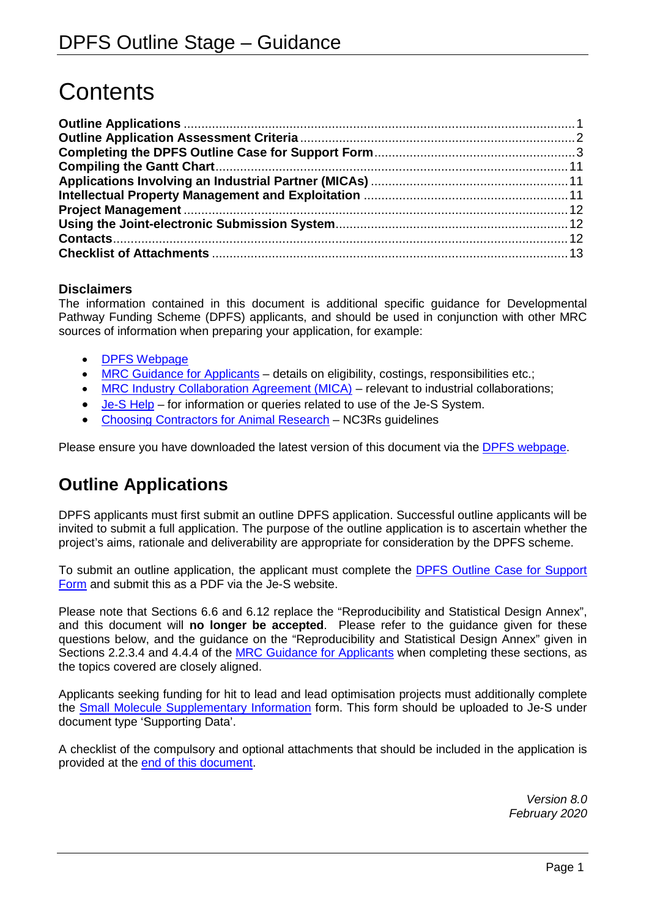# DPFS Outline Stage – Guidance

# Contents

**Outline Applications** ...... 1
**Outline Application Assessment Criteria** ...... 2
**Completing the DPFS Outline Case for Support Form** ...... 3
**Compiling the Gantt Chart** ...... 11
**Applications Involving an Industrial Partner (MICAs)** ...... 11
**Intellectual Property Management and Exploitation** ...... 11
**Project Management** ...... 12
**Using the Joint-electronic Submission System** ...... 12
**Contacts** ...... 12
**Checklist of Attachments** ...... 13

### Disclaimers

The information contained in this document is additional specific guidance for Developmental Pathway Funding Scheme (DPFS) applicants, and should be used in conjunction with other MRC sources of information when preparing your application, for example:

- DPFS Webpage
- MRC Guidance for Applicants – details on eligibility, costings, responsibilities etc.;
- MRC Industry Collaboration Agreement (MICA) – relevant to industrial collaborations;
- Je-S Help – for information or queries related to use of the Je-S System.
- Choosing Contractors for Animal Research – NC3Rs guidelines

Please ensure you have downloaded the latest version of this document via the DPFS webpage.

## Outline Applications

DPFS applicants must first submit an outline DPFS application. Successful outline applicants will be invited to submit a full application. The purpose of the outline application is to ascertain whether the project's aims, rationale and deliverability are appropriate for consideration by the DPFS scheme.

To submit an outline application, the applicant must complete the DPFS Outline Case for Support Form and submit this as a PDF via the Je-S website.

Please note that Sections 6.6 and 6.12 replace the "Reproducibility and Statistical Design Annex", and this document will **no longer be accepted**. Please refer to the guidance given for these questions below, and the guidance on the "Reproducibility and Statistical Design Annex" given in Sections 2.2.3.4 and 4.4.4 of the MRC Guidance for Applicants when completing these sections, as the topics covered are closely aligned.

Applicants seeking funding for hit to lead and lead optimisation projects must additionally complete the Small Molecule Supplementary Information form. This form should be uploaded to Je-S under document type 'Supporting Data'.

A checklist of the compulsory and optional attachments that should be included in the application is provided at the end of this document.

*Version 8.0*
*February 2020*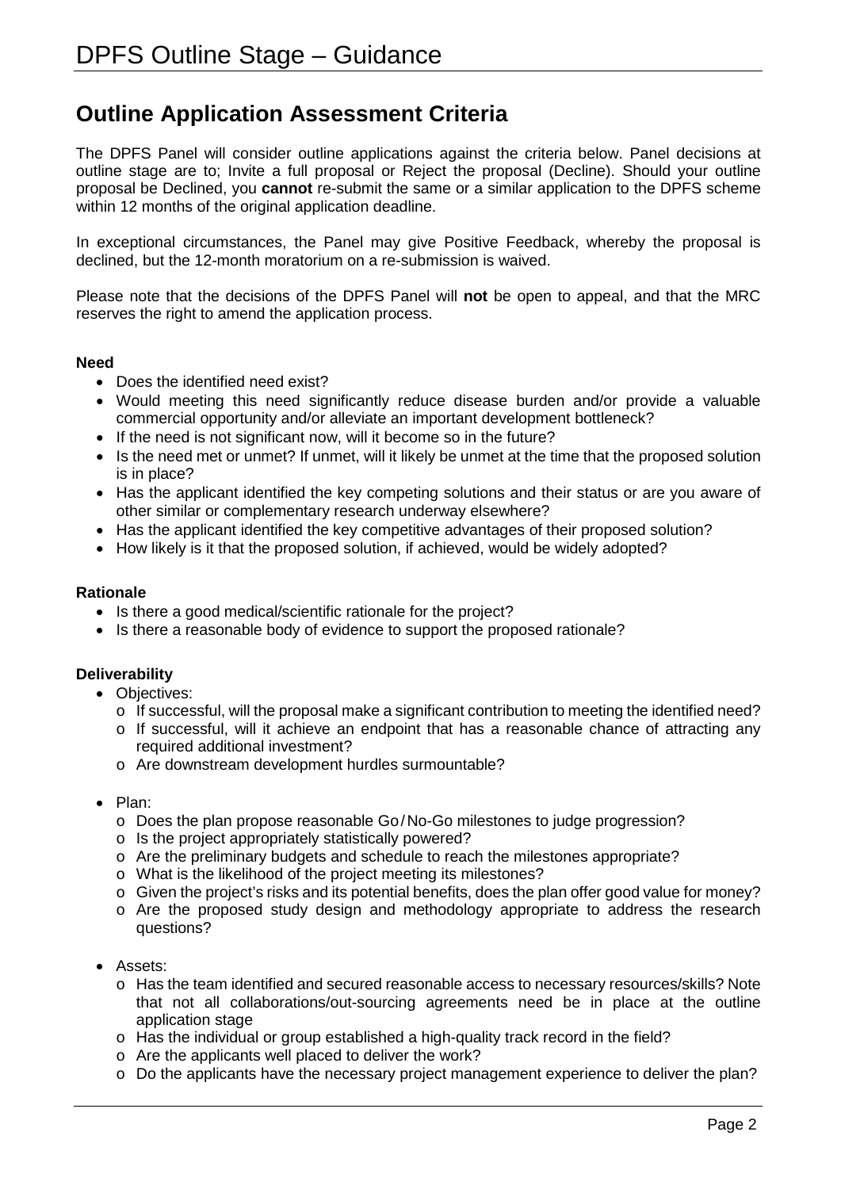## Outline Application Assessment Criteria

The DPFS Panel will consider outline applications against the criteria below. Panel decisions at outline stage are to; Invite a full proposal or Reject the proposal (Decline). Should your outline proposal be Declined, you **cannot** re-submit the same or a similar application to the DPFS scheme within 12 months of the original application deadline.

In exceptional circumstances, the Panel may give Positive Feedback, whereby the proposal is declined, but the 12-month moratorium on a re-submission is waived.

Please note that the decisions of the DPFS Panel will **not** be open to appeal, and that the MRC reserves the right to amend the application process.

**Need**

- Does the identified need exist?
- Would meeting this need significantly reduce disease burden and/or provide a valuable commercial opportunity and/or alleviate an important development bottleneck?
- If the need is not significant now, will it become so in the future?
- Is the need met or unmet? If unmet, will it likely be unmet at the time that the proposed solution is in place?
- Has the applicant identified the key competing solutions and their status or are you aware of other similar or complementary research underway elsewhere?
- Has the applicant identified the key competitive advantages of their proposed solution?
- How likely is it that the proposed solution, if achieved, would be widely adopted?

**Rationale**

- Is there a good medical/scientific rationale for the project?
- Is there a reasonable body of evidence to support the proposed rationale?

**Deliverability**

- Objectives:
  - If successful, will the proposal make a significant contribution to meeting the identified need?
  - If successful, will it achieve an endpoint that has a reasonable chance of attracting any required additional investment?
  - Are downstream development hurdles surmountable?

- Plan:
  - Does the plan propose reasonable Go / No-Go milestones to judge progression?
  - Is the project appropriately statistically powered?
  - Are the preliminary budgets and schedule to reach the milestones appropriate?
  - What is the likelihood of the project meeting its milestones?
  - Given the project's risks and its potential benefits, does the plan offer good value for money?
  - Are the proposed study design and methodology appropriate to address the research questions?

- Assets:
  - Has the team identified and secured reasonable access to necessary resources/skills? Note that not all collaborations/out-sourcing agreements need be in place at the outline application stage
  - Has the individual or group established a high-quality track record in the field?
  - Are the applicants well placed to deliver the work?
  - Do the applicants have the necessary project management experience to deliver the plan?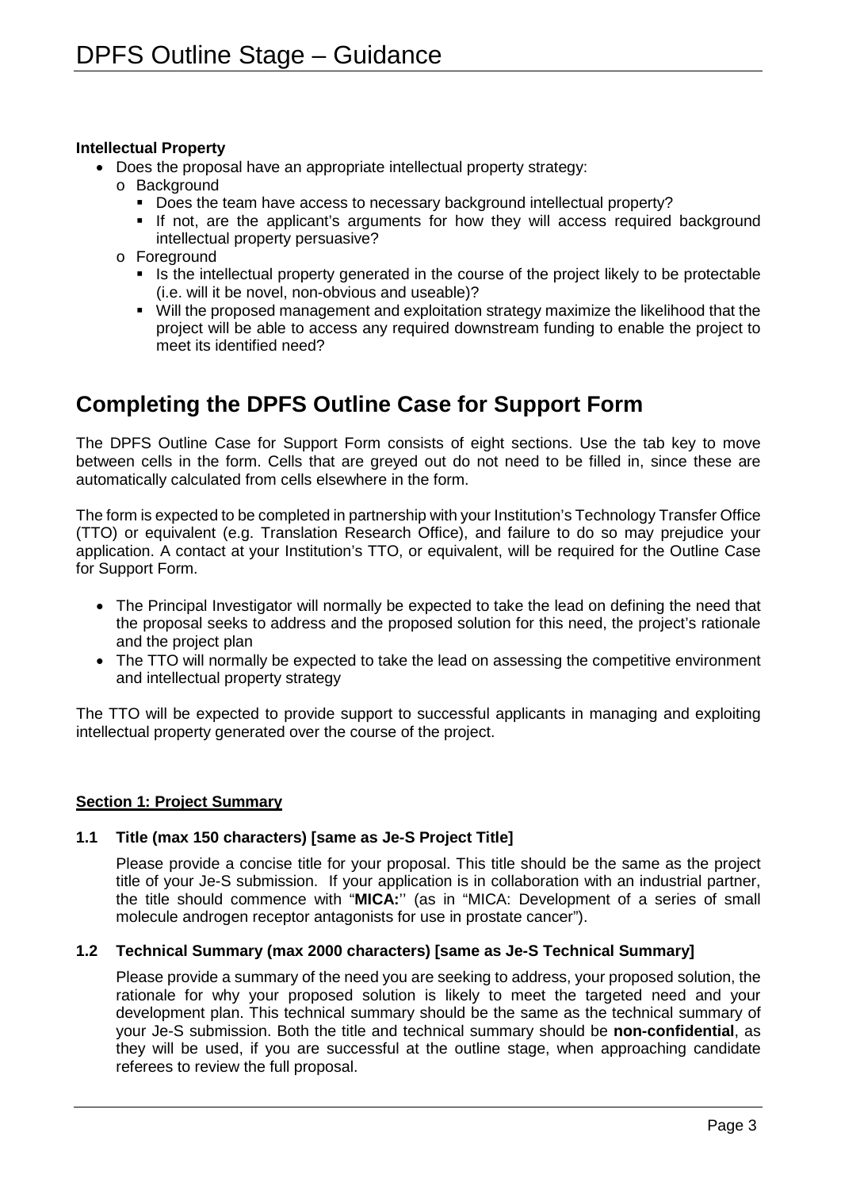**Intellectual Property**

- Does the proposal have an appropriate intellectual property strategy:
  - Background
    - Does the team have access to necessary background intellectual property?
    - If not, are the applicant's arguments for how they will access required background intellectual property persuasive?
  - Foreground
    - Is the intellectual property generated in the course of the project likely to be protectable (i.e. will it be novel, non-obvious and useable)?
    - Will the proposed management and exploitation strategy maximize the likelihood that the project will be able to access any required downstream funding to enable the project to meet its identified need?

## Completing the DPFS Outline Case for Support Form

The DPFS Outline Case for Support Form consists of eight sections. Use the tab key to move between cells in the form. Cells that are greyed out do not need to be filled in, since these are automatically calculated from cells elsewhere in the form.

The form is expected to be completed in partnership with your Institution's Technology Transfer Office (TTO) or equivalent (e.g. Translation Research Office), and failure to do so may prejudice your application. A contact at your Institution's TTO, or equivalent, will be required for the Outline Case for Support Form.

- The Principal Investigator will normally be expected to take the lead on defining the need that the proposal seeks to address and the proposed solution for this need, the project's rationale and the project plan
- The TTO will normally be expected to take the lead on assessing the competitive environment and intellectual property strategy

The TTO will be expected to provide support to successful applicants in managing and exploiting intellectual property generated over the course of the project.

**Section 1: Project Summary**

**1.1 Title (max 150 characters) [same as Je-S Project Title]**

Please provide a concise title for your proposal. This title should be the same as the project title of your Je-S submission. If your application is in collaboration with an industrial partner, the title should commence with "**MICA:**'' (as in "MICA: Development of a series of small molecule androgen receptor antagonists for use in prostate cancer").

**1.2 Technical Summary (max 2000 characters) [same as Je-S Technical Summary]**

Please provide a summary of the need you are seeking to address, your proposed solution, the rationale for why your proposed solution is likely to meet the targeted need and your development plan. This technical summary should be the same as the technical summary of your Je-S submission. Both the title and technical summary should be **non-confidential**, as they will be used, if you are successful at the outline stage, when approaching candidate referees to review the full proposal.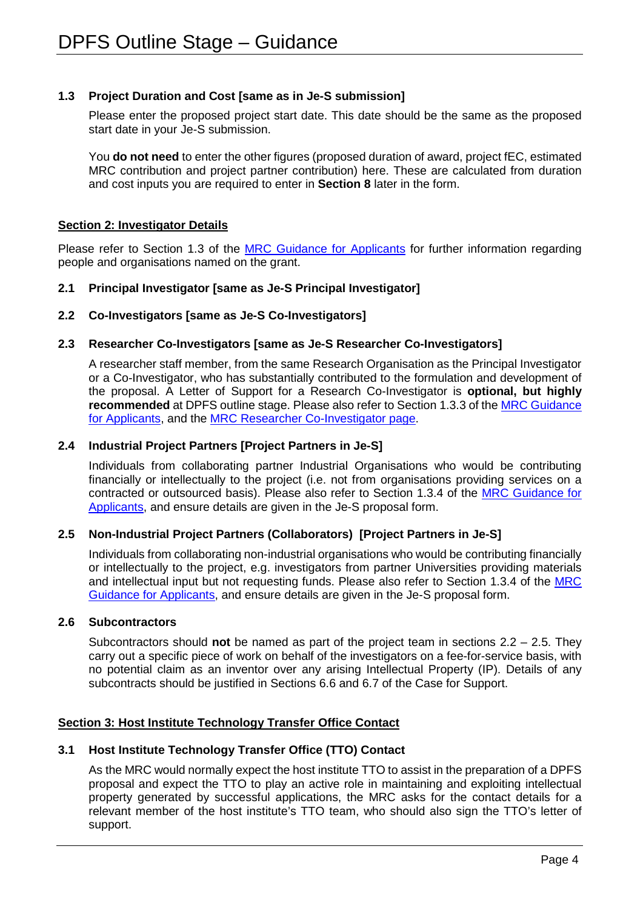### 1.3 Project Duration and Cost [same as in Je-S submission]

Please enter the proposed project start date. This date should be the same as the proposed start date in your Je-S submission.

You **do not need** to enter the other figures (proposed duration of award, project fEC, estimated MRC contribution and project partner contribution) here. These are calculated from duration and cost inputs you are required to enter in **Section 8** later in the form.

## Section 2: Investigator Details

Please refer to Section 1.3 of the MRC Guidance for Applicants for further information regarding people and organisations named on the grant.

### 2.1 Principal Investigator [same as Je-S Principal Investigator]

### 2.2 Co-Investigators [same as Je-S Co-Investigators]

### 2.3 Researcher Co-Investigators [same as Je-S Researcher Co-Investigators]

A researcher staff member, from the same Research Organisation as the Principal Investigator or a Co-Investigator, who has substantially contributed to the formulation and development of the proposal. A Letter of Support for a Research Co-Investigator is **optional, but highly recommended** at DPFS outline stage. Please also refer to Section 1.3.3 of the MRC Guidance for Applicants, and the MRC Researcher Co-Investigator page.

### 2.4 Industrial Project Partners [Project Partners in Je-S]

Individuals from collaborating partner Industrial Organisations who would be contributing financially or intellectually to the project (i.e. not from organisations providing services on a contracted or outsourced basis). Please also refer to Section 1.3.4 of the MRC Guidance for Applicants, and ensure details are given in the Je-S proposal form.

### 2.5 Non-Industrial Project Partners (Collaborators) [Project Partners in Je-S]

Individuals from collaborating non-industrial organisations who would be contributing financially or intellectually to the project, e.g. investigators from partner Universities providing materials and intellectual input but not requesting funds. Please also refer to Section 1.3.4 of the MRC Guidance for Applicants, and ensure details are given in the Je-S proposal form.

### 2.6 Subcontractors

Subcontractors should **not** be named as part of the project team in sections 2.2 – 2.5. They carry out a specific piece of work on behalf of the investigators on a fee-for-service basis, with no potential claim as an inventor over any arising Intellectual Property (IP). Details of any subcontracts should be justified in Sections 6.6 and 6.7 of the Case for Support.

## Section 3: Host Institute Technology Transfer Office Contact

### 3.1 Host Institute Technology Transfer Office (TTO) Contact

As the MRC would normally expect the host institute TTO to assist in the preparation of a DPFS proposal and expect the TTO to play an active role in maintaining and exploiting intellectual property generated by successful applications, the MRC asks for the contact details for a relevant member of the host institute's TTO team, who should also sign the TTO's letter of support.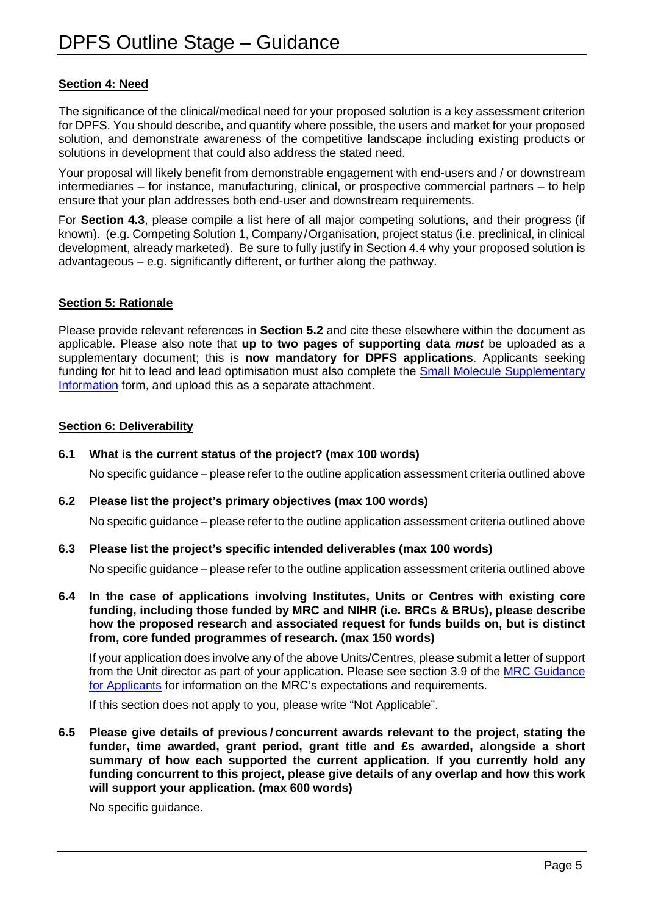**Section 4: Need**

The significance of the clinical/medical need for your proposed solution is a key assessment criterion for DPFS. You should describe, and quantify where possible, the users and market for your proposed solution, and demonstrate awareness of the competitive landscape including existing products or solutions in development that could also address the stated need.

Your proposal will likely benefit from demonstrable engagement with end-users and / or downstream intermediaries – for instance, manufacturing, clinical, or prospective commercial partners – to help ensure that your plan addresses both end-user and downstream requirements.

For **Section 4.3**, please compile a list here of all major competing solutions, and their progress (if known). (e.g. Competing Solution 1, Company/Organisation, project status (i.e. preclinical, in clinical development, already marketed). Be sure to fully justify in Section 4.4 why your proposed solution is advantageous – e.g. significantly different, or further along the pathway.

**Section 5: Rationale**

Please provide relevant references in **Section 5.2** and cite these elsewhere within the document as applicable. Please also note that **up to two pages of supporting data *must*** be uploaded as a supplementary document; this is **now mandatory for DPFS applications**. Applicants seeking funding for hit to lead and lead optimisation must also complete the Small Molecule Supplementary Information form, and upload this as a separate attachment.

**Section 6: Deliverability**

**6.1 What is the current status of the project? (max 100 words)**

No specific guidance – please refer to the outline application assessment criteria outlined above

**6.2 Please list the project's primary objectives (max 100 words)**

No specific guidance – please refer to the outline application assessment criteria outlined above

**6.3 Please list the project's specific intended deliverables (max 100 words)**

No specific guidance – please refer to the outline application assessment criteria outlined above

**6.4 In the case of applications involving Institutes, Units or Centres with existing core funding, including those funded by MRC and NIHR (i.e. BRCs & BRUs), please describe how the proposed research and associated request for funds builds on, but is distinct from, core funded programmes of research. (max 150 words)**

If your application does involve any of the above Units/Centres, please submit a letter of support from the Unit director as part of your application. Please see section 3.9 of the MRC Guidance for Applicants for information on the MRC's expectations and requirements.

If this section does not apply to you, please write "Not Applicable".

**6.5 Please give details of previous / concurrent awards relevant to the project, stating the funder, time awarded, grant period, grant title and £s awarded, alongside a short summary of how each supported the current application. If you currently hold any funding concurrent to this project, please give details of any overlap and how this work will support your application. (max 600 words)**

No specific guidance.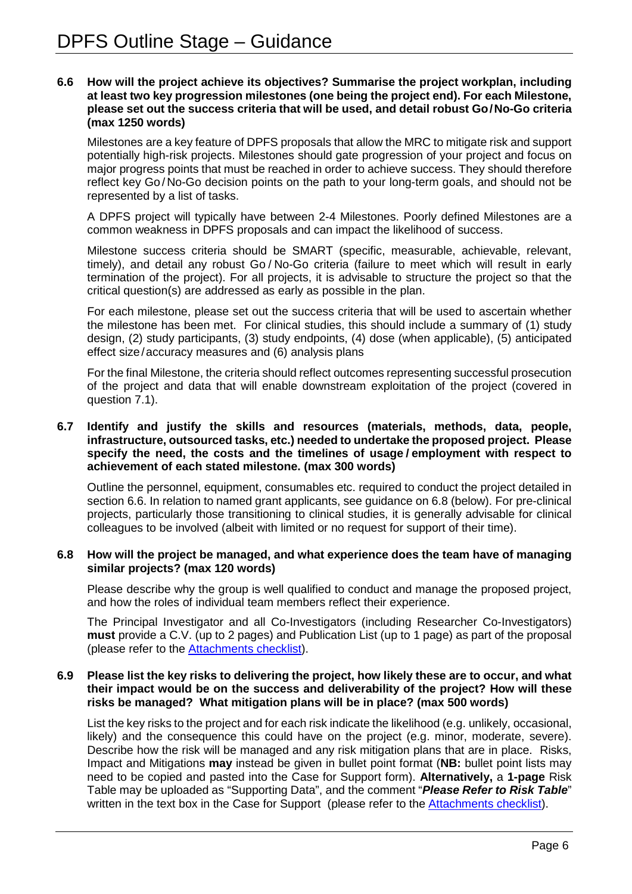**6.6 How will the project achieve its objectives? Summarise the project workplan, including at least two key progression milestones (one being the project end). For each Milestone, please set out the success criteria that will be used, and detail robust Go / No-Go criteria (max 1250 words)**

Milestones are a key feature of DPFS proposals that allow the MRC to mitigate risk and support potentially high-risk projects. Milestones should gate progression of your project and focus on major progress points that must be reached in order to achieve success. They should therefore reflect key Go / No-Go decision points on the path to your long-term goals, and should not be represented by a list of tasks.

A DPFS project will typically have between 2-4 Milestones. Poorly defined Milestones are a common weakness in DPFS proposals and can impact the likelihood of success.

Milestone success criteria should be SMART (specific, measurable, achievable, relevant, timely), and detail any robust Go / No-Go criteria (failure to meet which will result in early termination of the project). For all projects, it is advisable to structure the project so that the critical question(s) are addressed as early as possible in the plan.

For each milestone, please set out the success criteria that will be used to ascertain whether the milestone has been met. For clinical studies, this should include a summary of (1) study design, (2) study participants, (3) study endpoints, (4) dose (when applicable), (5) anticipated effect size / accuracy measures and (6) analysis plans

For the final Milestone, the criteria should reflect outcomes representing successful prosecution of the project and data that will enable downstream exploitation of the project (covered in question 7.1).

**6.7 Identify and justify the skills and resources (materials, methods, data, people, infrastructure, outsourced tasks, etc.) needed to undertake the proposed project. Please specify the need, the costs and the timelines of usage / employment with respect to achievement of each stated milestone. (max 300 words)**

Outline the personnel, equipment, consumables etc. required to conduct the project detailed in section 6.6. In relation to named grant applicants, see guidance on 6.8 (below). For pre-clinical projects, particularly those transitioning to clinical studies, it is generally advisable for clinical colleagues to be involved (albeit with limited or no request for support of their time).

**6.8 How will the project be managed, and what experience does the team have of managing similar projects? (max 120 words)**

Please describe why the group is well qualified to conduct and manage the proposed project, and how the roles of individual team members reflect their experience.

The Principal Investigator and all Co-Investigators (including Researcher Co-Investigators) **must** provide a C.V. (up to 2 pages) and Publication List (up to 1 page) as part of the proposal (please refer to the Attachments checklist).

**6.9 Please list the key risks to delivering the project, how likely these are to occur, and what their impact would be on the success and deliverability of the project? How will these risks be managed? What mitigation plans will be in place? (max 500 words)**

List the key risks to the project and for each risk indicate the likelihood (e.g. unlikely, occasional, likely) and the consequence this could have on the project (e.g. minor, moderate, severe). Describe how the risk will be managed and any risk mitigation plans that are in place. Risks, Impact and Mitigations **may** instead be given in bullet point format (**NB:** bullet point lists may need to be copied and pasted into the Case for Support form). **Alternatively,** a **1-page** Risk Table may be uploaded as "Supporting Data", and the comment "***Please Refer to Risk Table***" written in the text box in the Case for Support (please refer to the Attachments checklist).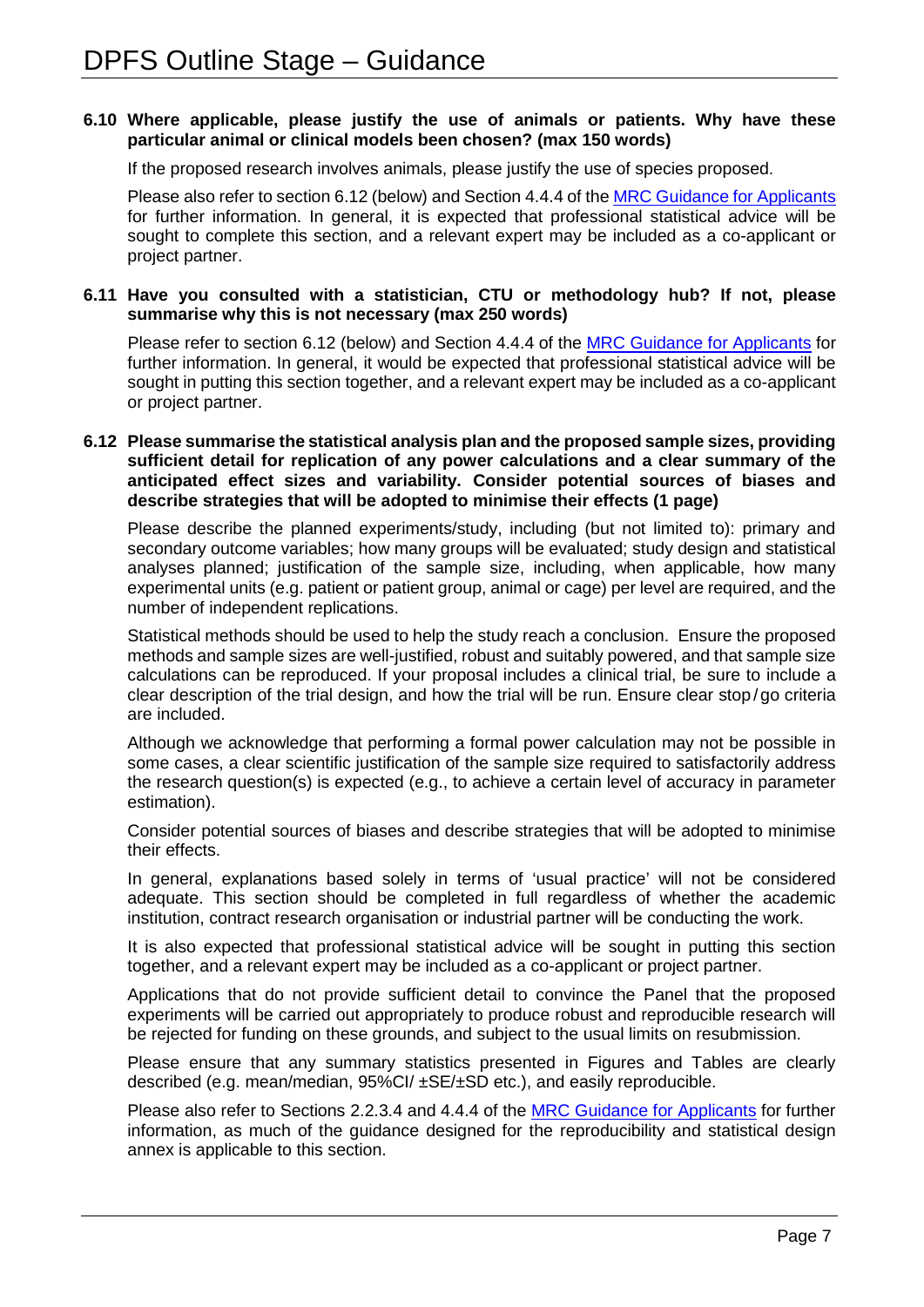**6.10 Where applicable, please justify the use of animals or patients. Why have these particular animal or clinical models been chosen? (max 150 words)**

If the proposed research involves animals, please justify the use of species proposed.

Please also refer to section 6.12 (below) and Section 4.4.4 of the [MRC Guidance for Applicants] for further information. In general, it is expected that professional statistical advice will be sought to complete this section, and a relevant expert may be included as a co-applicant or project partner.

**6.11 Have you consulted with a statistician, CTU or methodology hub? If not, please summarise why this is not necessary (max 250 words)**

Please refer to section 6.12 (below) and Section 4.4.4 of the [MRC Guidance for Applicants] for further information. In general, it would be expected that professional statistical advice will be sought in putting this section together, and a relevant expert may be included as a co-applicant or project partner.

**6.12 Please summarise the statistical analysis plan and the proposed sample sizes, providing sufficient detail for replication of any power calculations and a clear summary of the anticipated effect sizes and variability. Consider potential sources of biases and describe strategies that will be adopted to minimise their effects (1 page)**

Please describe the planned experiments/study, including (but not limited to): primary and secondary outcome variables; how many groups will be evaluated; study design and statistical analyses planned; justification of the sample size, including, when applicable, how many experimental units (e.g. patient or patient group, animal or cage) per level are required, and the number of independent replications.

Statistical methods should be used to help the study reach a conclusion. Ensure the proposed methods and sample sizes are well-justified, robust and suitably powered, and that sample size calculations can be reproduced. If your proposal includes a clinical trial, be sure to include a clear description of the trial design, and how the trial will be run. Ensure clear stop/go criteria are included.

Although we acknowledge that performing a formal power calculation may not be possible in some cases, a clear scientific justification of the sample size required to satisfactorily address the research question(s) is expected (e.g., to achieve a certain level of accuracy in parameter estimation).

Consider potential sources of biases and describe strategies that will be adopted to minimise their effects.

In general, explanations based solely in terms of 'usual practice' will not be considered adequate. This section should be completed in full regardless of whether the academic institution, contract research organisation or industrial partner will be conducting the work.

It is also expected that professional statistical advice will be sought in putting this section together, and a relevant expert may be included as a co-applicant or project partner.

Applications that do not provide sufficient detail to convince the Panel that the proposed experiments will be carried out appropriately to produce robust and reproducible research will be rejected for funding on these grounds, and subject to the usual limits on resubmission.

Please ensure that any summary statistics presented in Figures and Tables are clearly described (e.g. mean/median, 95%CI/ ±SE/±SD etc.), and easily reproducible.

Please also refer to Sections 2.2.3.4 and 4.4.4 of the [MRC Guidance for Applicants] for further information, as much of the guidance designed for the reproducibility and statistical design annex is applicable to this section.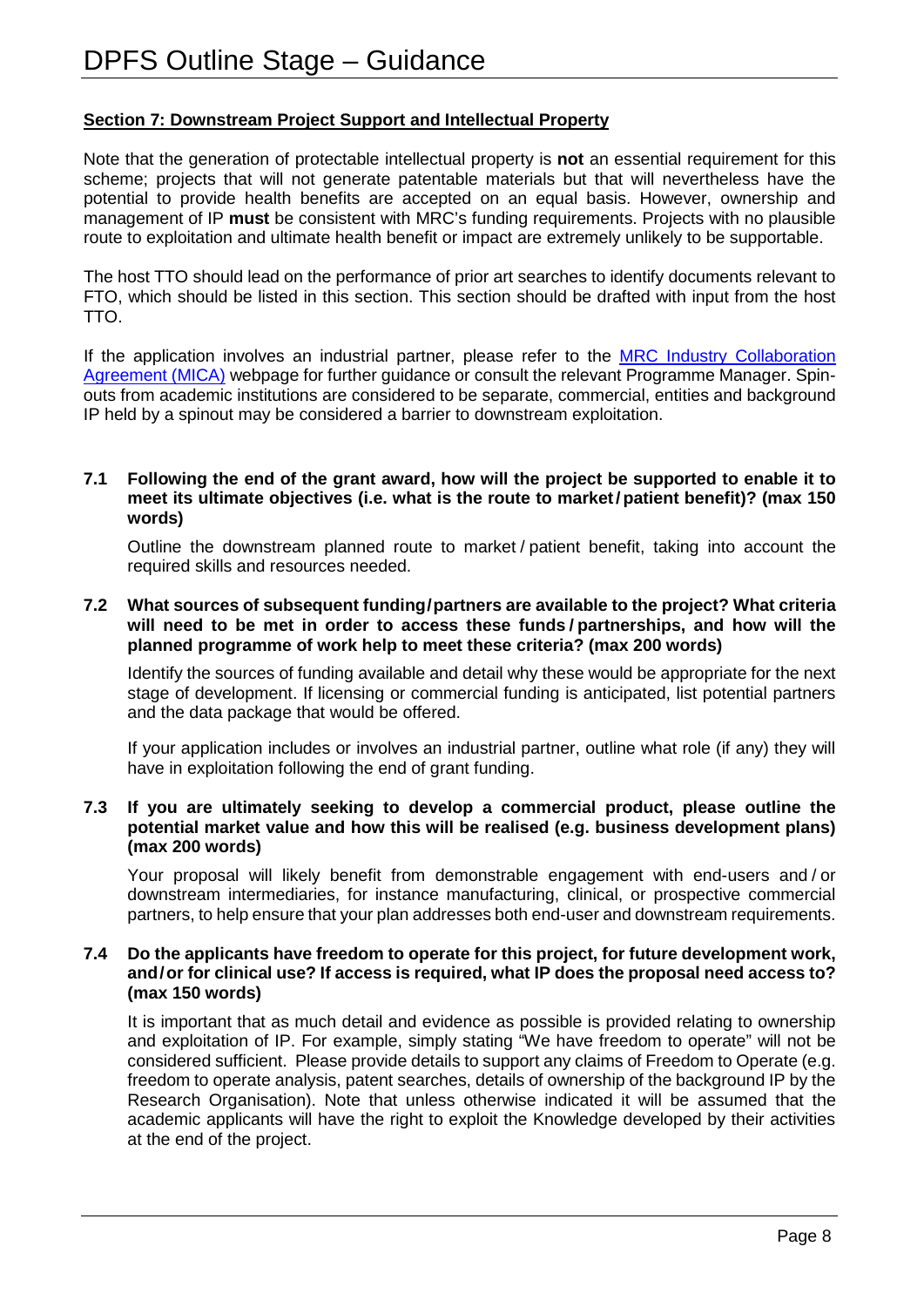## Section 7: Downstream Project Support and Intellectual Property

Note that the generation of protectable intellectual property is **not** an essential requirement for this scheme; projects that will not generate patentable materials but that will nevertheless have the potential to provide health benefits are accepted on an equal basis. However, ownership and management of IP **must** be consistent with MRC's funding requirements. Projects with no plausible route to exploitation and ultimate health benefit or impact are extremely unlikely to be supportable.

The host TTO should lead on the performance of prior art searches to identify documents relevant to FTO, which should be listed in this section. This section should be drafted with input from the host TTO.

If the application involves an industrial partner, please refer to the [MRC Industry Collaboration Agreement (MICA)]() webpage for further guidance or consult the relevant Programme Manager. Spin-outs from academic institutions are considered to be separate, commercial, entities and background IP held by a spinout may be considered a barrier to downstream exploitation.

### 7.1 Following the end of the grant award, how will the project be supported to enable it to meet its ultimate objectives (i.e. what is the route to market / patient benefit)? (max 150 words)

Outline the downstream planned route to market / patient benefit, taking into account the required skills and resources needed.

### 7.2 What sources of subsequent funding / partners are available to the project? What criteria will need to be met in order to access these funds / partnerships, and how will the planned programme of work help to meet these criteria? (max 200 words)

Identify the sources of funding available and detail why these would be appropriate for the next stage of development. If licensing or commercial funding is anticipated, list potential partners and the data package that would be offered.

If your application includes or involves an industrial partner, outline what role (if any) they will have in exploitation following the end of grant funding.

### 7.3 If you are ultimately seeking to develop a commercial product, please outline the potential market value and how this will be realised (e.g. business development plans) (max 200 words)

Your proposal will likely benefit from demonstrable engagement with end-users and / or downstream intermediaries, for instance manufacturing, clinical, or prospective commercial partners, to help ensure that your plan addresses both end-user and downstream requirements.

### 7.4 Do the applicants have freedom to operate for this project, for future development work, and / or for clinical use? If access is required, what IP does the proposal need access to? (max 150 words)

It is important that as much detail and evidence as possible is provided relating to ownership and exploitation of IP. For example, simply stating "We have freedom to operate" will not be considered sufficient. Please provide details to support any claims of Freedom to Operate (e.g. freedom to operate analysis, patent searches, details of ownership of the background IP by the Research Organisation). Note that unless otherwise indicated it will be assumed that the academic applicants will have the right to exploit the Knowledge developed by their activities at the end of the project.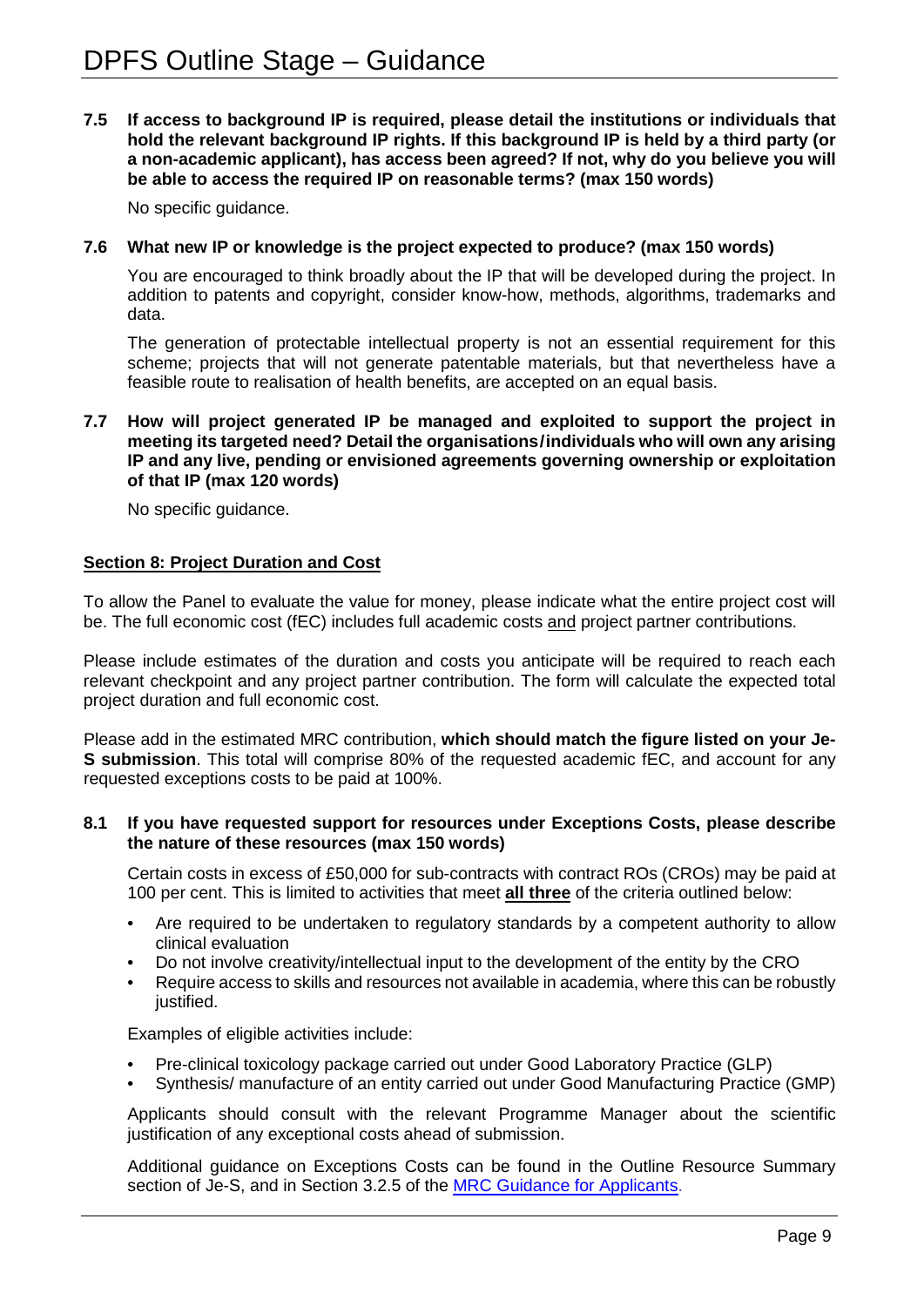**7.5 If access to background IP is required, please detail the institutions or individuals that hold the relevant background IP rights. If this background IP is held by a third party (or a non-academic applicant), has access been agreed? If not, why do you believe you will be able to access the required IP on reasonable terms? (max 150 words)**

No specific guidance.

**7.6 What new IP or knowledge is the project expected to produce? (max 150 words)**

You are encouraged to think broadly about the IP that will be developed during the project. In addition to patents and copyright, consider know-how, methods, algorithms, trademarks and data.

The generation of protectable intellectual property is not an essential requirement for this scheme; projects that will not generate patentable materials, but that nevertheless have a feasible route to realisation of health benefits, are accepted on an equal basis.

**7.7 How will project generated IP be managed and exploited to support the project in meeting its targeted need? Detail the organisations/individuals who will own any arising IP and any live, pending or envisioned agreements governing ownership or exploitation of that IP (max 120 words)**

No specific guidance.

## Section 8: Project Duration and Cost

To allow the Panel to evaluate the value for money, please indicate what the entire project cost will be. The full economic cost (fEC) includes full academic costs and project partner contributions.

Please include estimates of the duration and costs you anticipate will be required to reach each relevant checkpoint and any project partner contribution. The form will calculate the expected total project duration and full economic cost.

Please add in the estimated MRC contribution, **which should match the figure listed on your Je-S submission**. This total will comprise 80% of the requested academic fEC, and account for any requested exceptions costs to be paid at 100%.

**8.1 If you have requested support for resources under Exceptions Costs, please describe the nature of these resources (max 150 words)**

Certain costs in excess of £50,000 for sub-contracts with contract ROs (CROs) may be paid at 100 per cent. This is limited to activities that meet **all three** of the criteria outlined below:

- Are required to be undertaken to regulatory standards by a competent authority to allow clinical evaluation
- Do not involve creativity/intellectual input to the development of the entity by the CRO
- Require access to skills and resources not available in academia, where this can be robustly justified.

Examples of eligible activities include:

- Pre-clinical toxicology package carried out under Good Laboratory Practice (GLP)
- Synthesis/ manufacture of an entity carried out under Good Manufacturing Practice (GMP)

Applicants should consult with the relevant Programme Manager about the scientific justification of any exceptional costs ahead of submission.

Additional guidance on Exceptions Costs can be found in the Outline Resource Summary section of Je-S, and in Section 3.2.5 of the MRC Guidance for Applicants.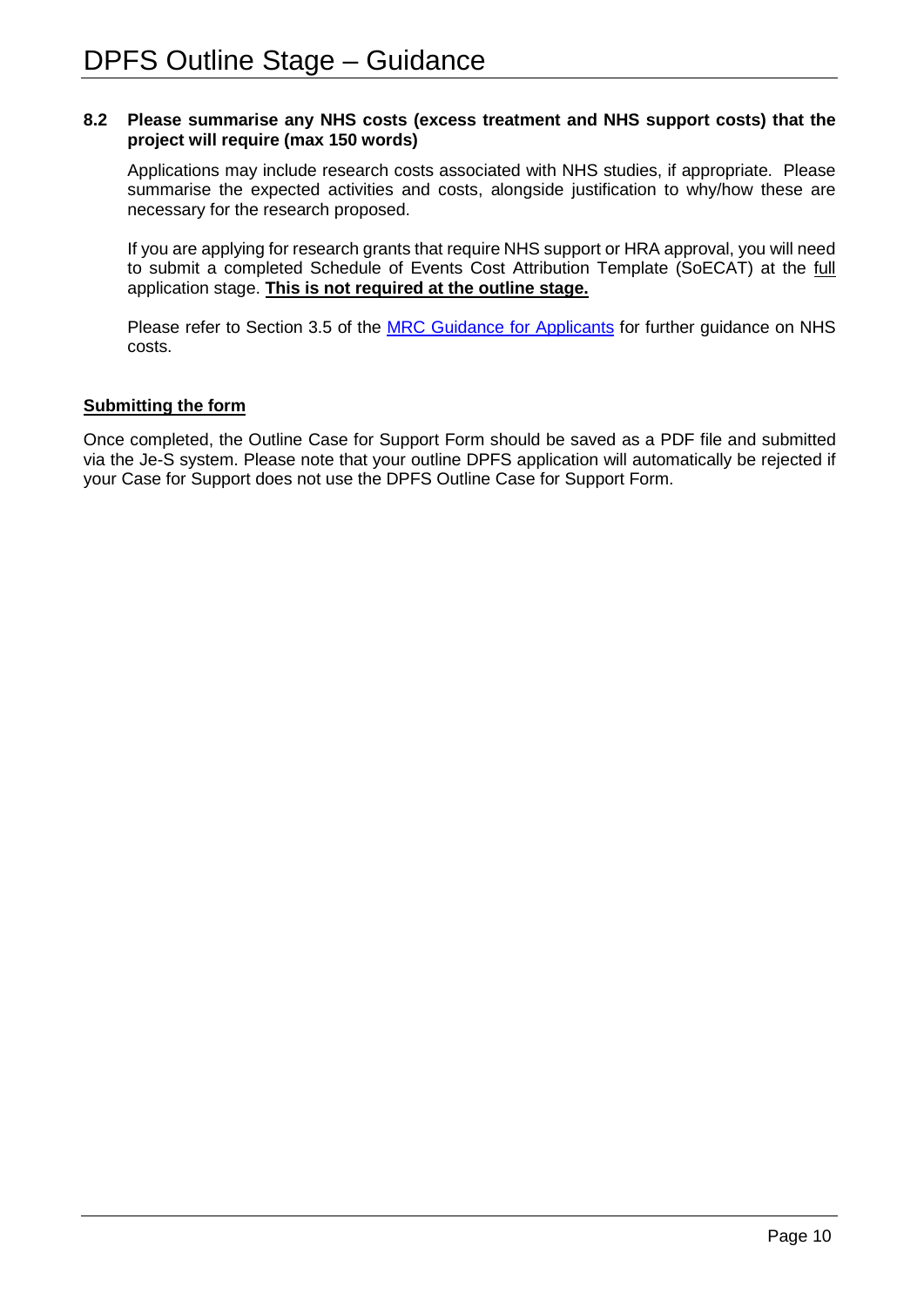**8.2 Please summarise any NHS costs (excess treatment and NHS support costs) that the project will require (max 150 words)**

Applications may include research costs associated with NHS studies, if appropriate. Please summarise the expected activities and costs, alongside justification to why/how these are necessary for the research proposed.

If you are applying for research grants that require NHS support or HRA approval, you will need to submit a completed Schedule of Events Cost Attribution Template (SoECAT) at the full application stage. **This is not required at the outline stage.**

Please refer to Section 3.5 of the MRC Guidance for Applicants for further guidance on NHS costs.

**Submitting the form**

Once completed, the Outline Case for Support Form should be saved as a PDF file and submitted via the Je-S system. Please note that your outline DPFS application will automatically be rejected if your Case for Support does not use the DPFS Outline Case for Support Form.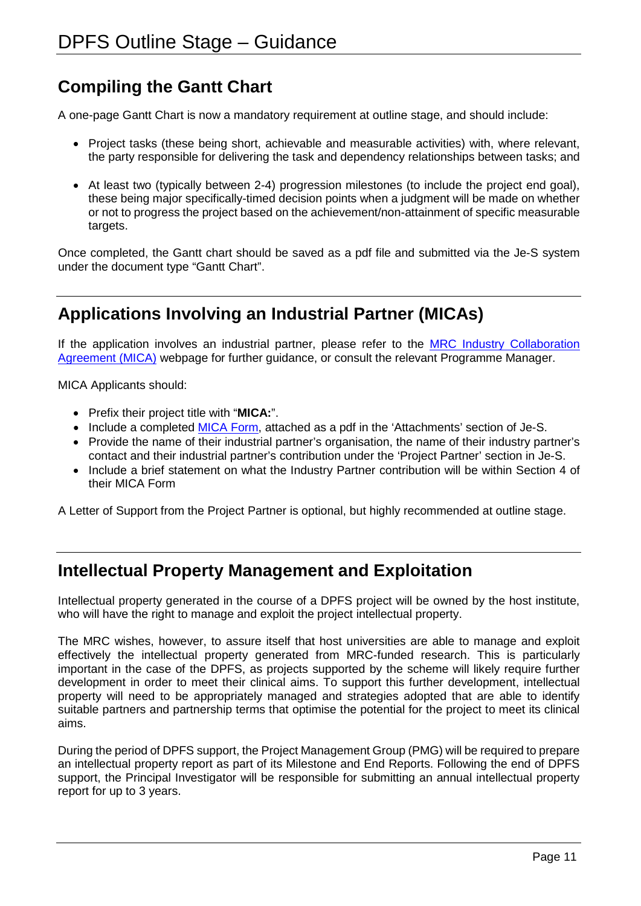## Compiling the Gantt Chart

A one-page Gantt Chart is now a mandatory requirement at outline stage, and should include:

- Project tasks (these being short, achievable and measurable activities) with, where relevant, the party responsible for delivering the task and dependency relationships between tasks; and
- At least two (typically between 2-4) progression milestones (to include the project end goal), these being major specifically-timed decision points when a judgment will be made on whether or not to progress the project based on the achievement/non-attainment of specific measurable targets.

Once completed, the Gantt chart should be saved as a pdf file and submitted via the Je-S system under the document type "Gantt Chart".

## Applications Involving an Industrial Partner (MICAs)

If the application involves an industrial partner, please refer to the [MRC Industry Collaboration Agreement (MICA)](#) webpage for further guidance, or consult the relevant Programme Manager.

MICA Applicants should:

- Prefix their project title with "**MICA:**".
- Include a completed [MICA Form](#), attached as a pdf in the 'Attachments' section of Je-S.
- Provide the name of their industrial partner's organisation, the name of their industry partner's contact and their industrial partner's contribution under the 'Project Partner' section in Je-S.
- Include a brief statement on what the Industry Partner contribution will be within Section 4 of their MICA Form

A Letter of Support from the Project Partner is optional, but highly recommended at outline stage.

## Intellectual Property Management and Exploitation

Intellectual property generated in the course of a DPFS project will be owned by the host institute, who will have the right to manage and exploit the project intellectual property.

The MRC wishes, however, to assure itself that host universities are able to manage and exploit effectively the intellectual property generated from MRC-funded research. This is particularly important in the case of the DPFS, as projects supported by the scheme will likely require further development in order to meet their clinical aims. To support this further development, intellectual property will need to be appropriately managed and strategies adopted that are able to identify suitable partners and partnership terms that optimise the potential for the project to meet its clinical aims.

During the period of DPFS support, the Project Management Group (PMG) will be required to prepare an intellectual property report as part of its Milestone and End Reports. Following the end of DPFS support, the Principal Investigator will be responsible for submitting an annual intellectual property report for up to 3 years.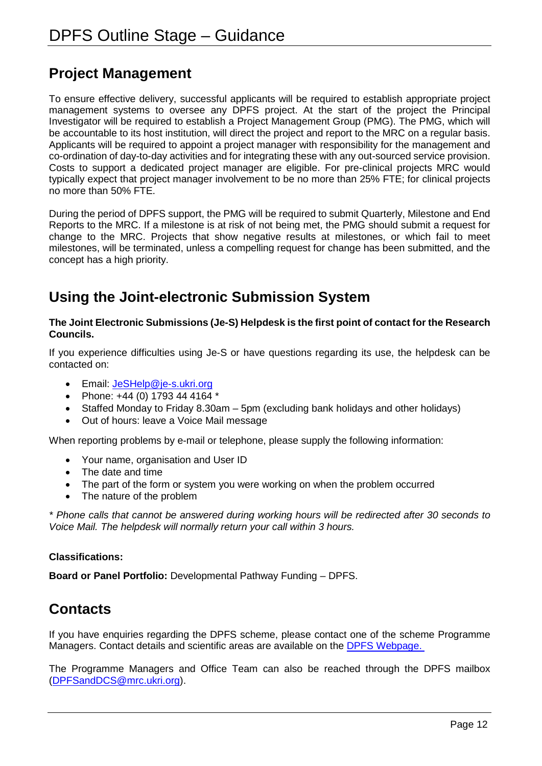## Project Management

To ensure effective delivery, successful applicants will be required to establish appropriate project management systems to oversee any DPFS project. At the start of the project the Principal Investigator will be required to establish a Project Management Group (PMG). The PMG, which will be accountable to its host institution, will direct the project and report to the MRC on a regular basis. Applicants will be required to appoint a project manager with responsibility for the management and co-ordination of day-to-day activities and for integrating these with any out-sourced service provision. Costs to support a dedicated project manager are eligible. For pre-clinical projects MRC would typically expect that project manager involvement to be no more than 25% FTE; for clinical projects no more than 50% FTE.

During the period of DPFS support, the PMG will be required to submit Quarterly, Milestone and End Reports to the MRC. If a milestone is at risk of not being met, the PMG should submit a request for change to the MRC. Projects that show negative results at milestones, or which fail to meet milestones, will be terminated, unless a compelling request for change has been submitted, and the concept has a high priority.

## Using the Joint-electronic Submission System

**The Joint Electronic Submissions (Je-S) Helpdesk is the first point of contact for the Research Councils.**

If you experience difficulties using Je-S or have questions regarding its use, the helpdesk can be contacted on:

- Email: JeSHelp@je-s.ukri.org
- Phone: +44 (0) 1793 44 4164 *
- Staffed Monday to Friday 8.30am – 5pm (excluding bank holidays and other holidays)
- Out of hours: leave a Voice Mail message

When reporting problems by e-mail or telephone, please supply the following information:

- Your name, organisation and User ID
- The date and time
- The part of the form or system you were working on when the problem occurred
- The nature of the problem

*\* Phone calls that cannot be answered during working hours will be redirected after 30 seconds to Voice Mail. The helpdesk will normally return your call within 3 hours.*

**Classifications:**

**Board or Panel Portfolio:** Developmental Pathway Funding – DPFS.

## Contacts

If you have enquiries regarding the DPFS scheme, please contact one of the scheme Programme Managers. Contact details and scientific areas are available on the DPFS Webpage.

The Programme Managers and Office Team can also be reached through the DPFS mailbox (DPFSandDCS@mrc.ukri.org).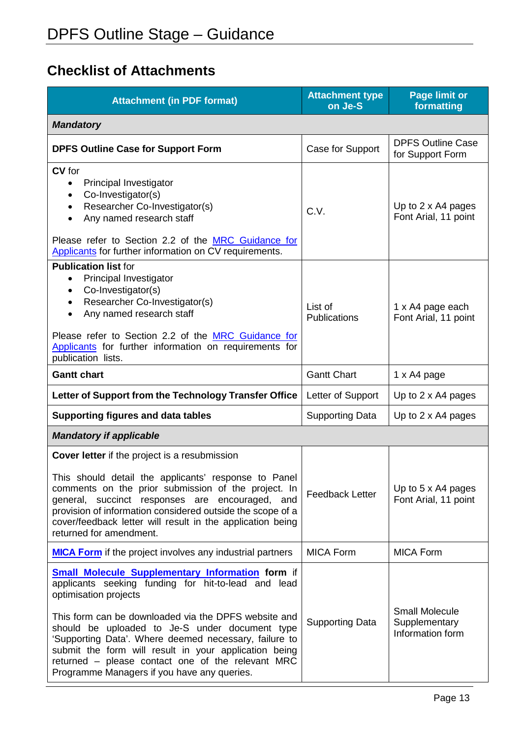## Checklist of Attachments

| Attachment (in PDF format) | Attachment type on Je-S | Page limit or formatting |
|---|---|---|
| ***Mandatory*** | | |
| **DPFS Outline Case for Support Form** | Case for Support | DPFS Outline Case for Support Form |
| **CV** for<br>• Principal Investigator<br>• Co-Investigator(s)<br>• Researcher Co-Investigator(s)<br>• Any named research staff<br><br>Please refer to Section 2.2 of the [MRC Guidance for Applicants]() for further information on CV requirements. | C.V. | Up to 2 x A4 pages<br>Font Arial, 11 point |
| **Publication list** for<br>• Principal Investigator<br>• Co-Investigator(s)<br>• Researcher Co-Investigator(s)<br>• Any named research staff<br><br>Please refer to Section 2.2 of the [MRC Guidance for Applicants]() for further information on requirements for publication lists. | List of Publications | 1 x A4 page each<br>Font Arial, 11 point |
| **Gantt chart** | Gantt Chart | 1 x A4 page |
| **Letter of Support from the Technology Transfer Office** | Letter of Support | Up to 2 x A4 pages |
| **Supporting figures and data tables** | Supporting Data | Up to 2 x A4 pages |
| ***Mandatory if applicable*** | | |
| **Cover letter** if the project is a resubmission<br><br>This should detail the applicants' response to Panel comments on the prior submission of the project. In general, succinct responses are encouraged, and provision of information considered outside the scope of a cover/feedback letter will result in the application being returned for amendment. | Feedback Letter | Up to 5 x A4 pages<br>Font Arial, 11 point |
| **[MICA Form]()** if the project involves any industrial partners | MICA Form | MICA Form |
| **[Small Molecule Supplementary Information]() form** if applicants seeking funding for hit-to-lead and lead optimisation projects<br><br>This form can be downloaded via the DPFS website and should be uploaded to Je-S under document type 'Supporting Data'. Where deemed necessary, failure to submit the form will result in your application being returned – please contact one of the relevant MRC Programme Managers if you have any queries. | Supporting Data | Small Molecule Supplementary Information form |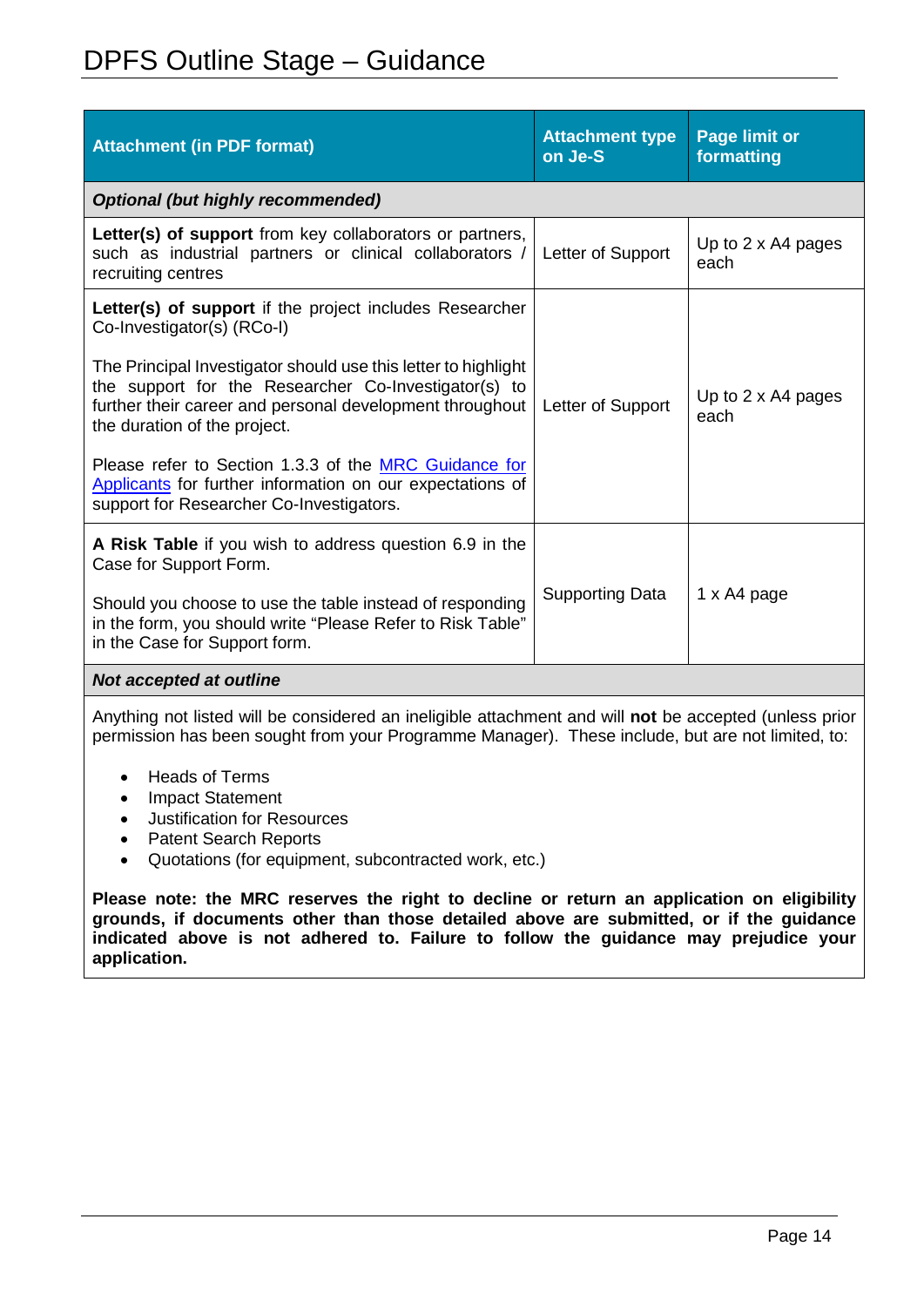| Attachment (in PDF format) | Attachment type on Je-S | Page limit or formatting |
|---|---|---|
| ***Optional (but highly recommended)*** | | |
| **Letter(s) of support** from key collaborators or partners, such as industrial partners or clinical collaborators / recruiting centres | Letter of Support | Up to 2 x A4 pages each |
| **Letter(s) of support** if the project includes Researcher Co-Investigator(s) (RCo-I)<br><br>The Principal Investigator should use this letter to highlight the support for the Researcher Co-Investigator(s) to further their career and personal development throughout the duration of the project.<br><br>Please refer to Section 1.3.3 of the MRC Guidance for Applicants for further information on our expectations of support for Researcher Co-Investigators. | Letter of Support | Up to 2 x A4 pages each |
| **A Risk Table** if you wish to address question 6.9 in the Case for Support Form.<br><br>Should you choose to use the table instead of responding in the form, you should write "Please Refer to Risk Table" in the Case for Support form. | Supporting Data | 1 x A4 page |
| ***Not accepted at outline*** | | |
| Anything not listed will be considered an ineligible attachment and will **not** be accepted (unless prior permission has been sought from your Programme Manager). These include, but are not limited, to:<br><br>• Heads of Terms<br>• Impact Statement<br>• Justification for Resources<br>• Patent Search Reports<br>• Quotations (for equipment, subcontracted work, etc.)<br><br>**Please note: the MRC reserves the right to decline or return an application on eligibility grounds, if documents other than those detailed above are submitted, or if the guidance indicated above is not adhered to. Failure to follow the guidance may prejudice your application.** | | |